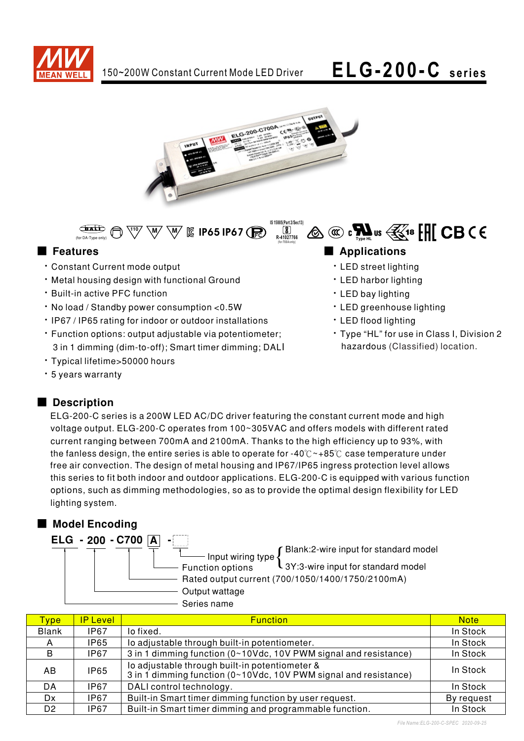# ELG-200-C series

150~200W Constant Current Mode LED Driver

IP65 IP67

## Features

- Constant Current mode output
- Metal housing design with functional Ground
- Built-in active PFC function
- No load / Standby power consumption <0.5W
- IP67 / IP65 rating for indoor or outdoor installations
- Function options: output adjustable via potentiometer; 3 in 1 dimming (dim-to-off); Smart timer dimming; DALI
- Typical lifetime>50000 hours
- 5 years warranty

## Applications

- LED street lighting
- LED harbor lighting
- LED bay lighting
- LED greenhouse lighting
- LED flood lighting
- Type “HL” for use in Class I, Division 2 hazardous (Classified) location.

## Description

ELG-200-C series is a 200W LED AC/DC driver featuring the constant current mode and high voltage output. ELG-200-C operates from 100~305VAC and offers models with different rated current ranging between 700mA and 2100mA. Thanks to the high efficiency up to 93%, with the fanless design, the entire series is able to operate for -40℃~+85℃ case temperature under free air convection. The design of metal housing and IP67/IP65 ingress protection level allows this series to fit both indoor and outdoor applications. ELG-200-C is equipped with various function options, such as dimming methodologies, so as to provide the optimal design flexibility for LED lighting system.

## Model Encoding

**ELG - 200 - C700 A -**

- Input wiring type: Blank:2-wire input for standard model; 3Y:3-wire input for standard model
- Function options
- Rated output current (700/1050/1400/1750/2100mA)
- Output wattage
- Series name

| Type | IP Level | Function | Note |
|---|---|---|---|
| Blank | IP67 | Io fixed. | In Stock |
| A | IP65 | Io adjustable through built-in potentiometer. | In Stock |
| B | IP67 | 3 in 1 dimming function (0~10Vdc, 10V PWM signal and resistance) | In Stock |
| AB | IP65 | Io adjustable through built-in potentiometer & 3 in 1 dimming function (0~10Vdc, 10V PWM signal and resistance) | In Stock |
| DA | IP67 | DALI control technology. | In Stock |
| Dx | IP67 | Built-in Smart timer dimming function by user request. | By request |
| D2 | IP67 | Built-in Smart timer dimming and programmable function. | In Stock |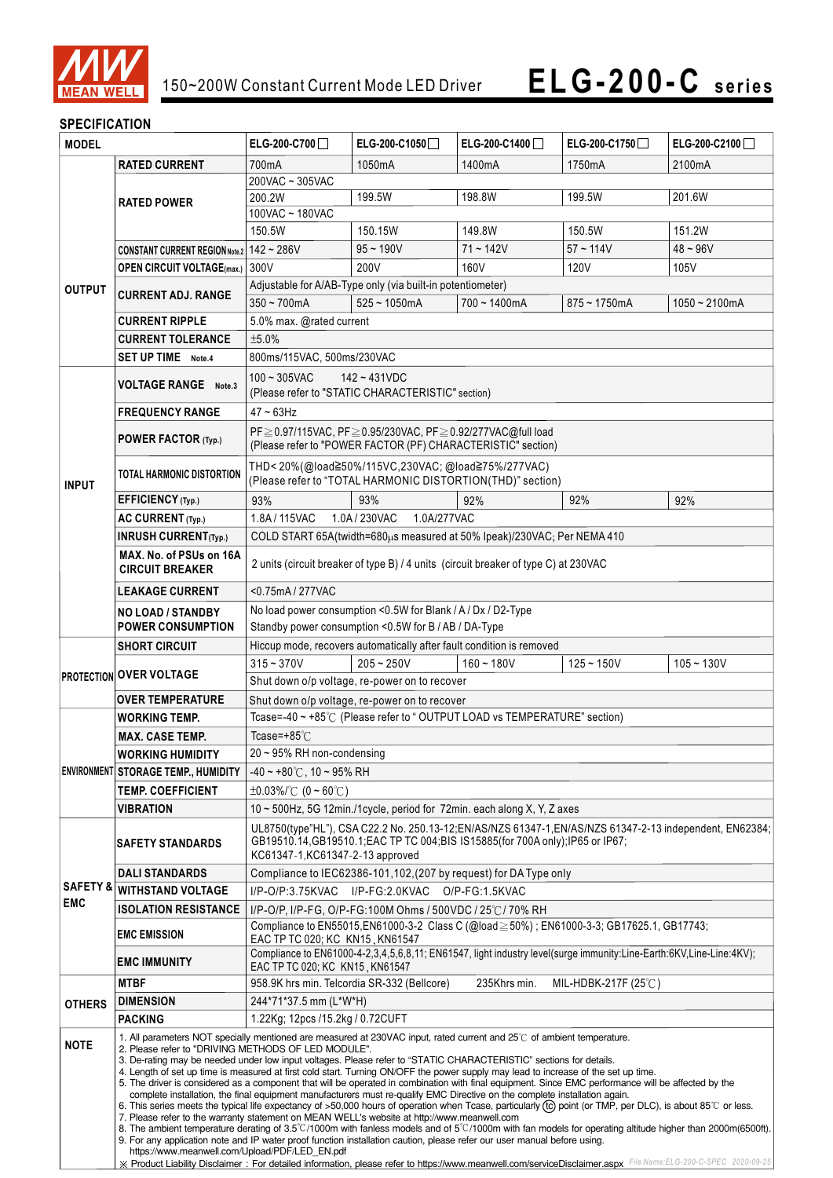# 150~200W Constant Current Mode LED Driver

# ELG-200-C series

## SPECIFICATION

| MODEL | | ELG-200-C700☐ | ELG-200-C1050☐ | ELG-200-C1400☐ | ELG-200-C1750☐ | ELG-200-C2100☐ |
|---|---|---|---|---|---|---|
| OUTPUT | RATED CURRENT | 700mA | 1050mA | 1400mA | 1750mA | 2100mA |
| | RATED POWER | 200VAC ~ 305VAC | | | | |
| | | 200.2W | 199.5W | 198.8W | 199.5W | 201.6W |
| | | 100VAC ~ 180VAC | | | | |
| | | 150.5W | 150.15W | 149.8W | 150.5W | 151.2W |
| | CONSTANT CURRENT REGION Note.2 | 142 ~ 286V | 95 ~ 190V | 71 ~ 142V | 57 ~ 114V | 48 ~ 96V |
| | OPEN CIRCUIT VOLTAGE(max.) | 300V | 200V | 160V | 120V | 105V |
| | CURRENT ADJ. RANGE | Adjustable for A/AB-Type only (via built-in potentiometer) | | | | |
| | | 350 ~ 700mA | 525 ~ 1050mA | 700 ~ 1400mA | 875 ~ 1750mA | 1050 ~ 2100mA |
| | CURRENT RIPPLE | 5.0% max. @rated current | | | | |
| | CURRENT TOLERANCE | ±5.0% | | | | |
| | SET UP TIME Note.4 | 800ms/115VAC, 500ms/230VAC | | | | |
| INPUT | VOLTAGE RANGE Note.3 | 100 ~ 305VAC 142 ~ 431VDC (Please refer to "STATIC CHARACTERISTIC" section) | | | | |
| | FREQUENCY RANGE | 47 ~ 63Hz | | | | |
| | POWER FACTOR (Typ.) | PF≧0.97/115VAC, PF≧0.95/230VAC, PF≧0.92/277VAC@full load (Please refer to "POWER FACTOR (PF) CHARACTERISTIC" section) | | | | |
| | TOTAL HARMONIC DISTORTION | THD< 20%(@load≧50%/115VC,230VAC; @load≧75%/277VAC) (Please refer to "TOTAL HARMONIC DISTORTION(THD)" section) | | | | |
| | EFFICIENCY (Typ.) | 93% | 93% | 92% | 92% | 92% |
| | AC CURRENT (Typ.) | 1.8A / 115VAC 1.0A / 230VAC 1.0A/277VAC | | | | |
| | INRUSH CURRENT(Typ.) | COLD START 65A(twidth=680μs measured at 50% Ipeak)/230VAC; Per NEMA 410 | | | | |
| | MAX. No. of PSUs on 16A CIRCUIT BREAKER | 2 units (circuit breaker of type B) / 4 units (circuit breaker of type C) at 230VAC | | | | |
| | LEAKAGE CURRENT | <0.75mA / 277VAC | | | | |
| | NO LOAD / STANDBY POWER CONSUMPTION | No load power consumption <0.5W for Blank / A / Dx / D2-Type<br>Standby power consumption <0.5W for B / AB / DA-Type | | | | |
| PROTECTION | SHORT CIRCUIT | Hiccup mode, recovers automatically after fault condition is removed | | | | |
| | OVER VOLTAGE | 315 ~ 370V | 205 ~ 250V | 160 ~ 180V | 125 ~ 150V | 105 ~ 130V |
| | | Shut down o/p voltage, re-power on to recover | | | | |
| | OVER TEMPERATURE | Shut down o/p voltage, re-power on to recover | | | | |
| ENVIRONMENT | WORKING TEMP. | Tcase=-40 ~ +85℃ (Please refer to " OUTPUT LOAD vs TEMPERATURE" section) | | | | |
| | MAX. CASE TEMP. | Tcase=+85℃ | | | | |
| | WORKING HUMIDITY | 20 ~ 95% RH non-condensing | | | | |
| | STORAGE TEMP., HUMIDITY | -40 ~ +80℃, 10 ~ 95% RH | | | | |
| | TEMP. COEFFICIENT | ±0.03%/℃ (0 ~ 60℃) | | | | |
| | VIBRATION | 10 ~ 500Hz, 5G 12min./1cycle, period for 72min. each along X, Y, Z axes | | | | |
| SAFETY & EMC | SAFETY STANDARDS | UL8750(type"HL"), CSA C22.2 No. 250.13-12;EN/AS/NZS 61347-1,EN/AS/NZS 61347-2-13 independent, EN62384; GB19510.14,GB19510.1;EAC TP TC 004;BIS IS15885(for 700A only);IP65 or IP67; KC61347-1,KC61347-2-13 approved | | | | |
| | DALI STANDARDS | Compliance to IEC62386-101,102,(207 by request) for DA Type only | | | | |
| | WITHSTAND VOLTAGE | I/P-O/P:3.75KVAC I/P-FG:2.0KVAC O/P-FG:1.5KVAC | | | | |
| | ISOLATION RESISTANCE | I/P-O/P, I/P-FG, O/P-FG:100M Ohms / 500VDC / 25℃ / 70% RH | | | | |
| | EMC EMISSION | Compliance to EN55015,EN61000-3-2 Class C (@load≧50%) ; EN61000-3-3; GB17625.1, GB17743; EAC TP TC 020; KC KN15, KN61547 | | | | |
| | EMC IMMUNITY | Compliance to EN61000-4-2,3,4,5,6,8,11; EN61547, light industry level(surge immunity:Line-Earth:6KV,Line-Line:4KV); EAC TP TC 020; KC KN15, KN61547 | | | | |
| OTHERS | MTBF | 958.9K hrs min. Telcordia SR-332 (Bellcore) 235Khrs min. MIL-HDBK-217F (25℃) | | | | |
| | DIMENSION | 244*71*37.5 mm (L*W*H) | | | | |
| | PACKING | 1.22Kg; 12pcs /15.2kg / 0.72CUFT | | | | |

**NOTE**

1. All parameters NOT specially mentioned are measured at 230VAC input, rated current and 25℃ of ambient temperature.
2. Please refer to "DRIVING METHODS OF LED MODULE".
3. De-rating may be needed under low input voltages. Please refer to "STATIC CHARACTERISTIC" sections for details.
4. Length of set up time is measured at first cold start. Turning ON/OFF the power supply may lead to increase of the set up time.
5. The driver is considered as a component that will be operated in combination with final equipment. Since EMC performance will be affected by the complete installation, the final equipment manufacturers must re-qualify EMC Directive on the complete installation again.
6. This series meets the typical life expectancy of >50,000 hours of operation when Tcase, particularly (tc) point (or TMP, per DLC), is about 85℃ or less.
7. Please refer to the warranty statement on MEAN WELL's website at http://www.meanwell.com
8. The ambient temperature derating of 3.5℃/1000m with fanless models and of 5℃/1000m with fan models for operating altitude higher than 2000m(6500ft).
9. For any application note and IP water proof function installation caution, please refer our user manual before using. https://www.meanwell.com/Upload/PDF/LED_EN.pdf

※ Product Liability Disclaimer：For detailed information, please refer to https://www.meanwell.com/serviceDisclaimer.aspx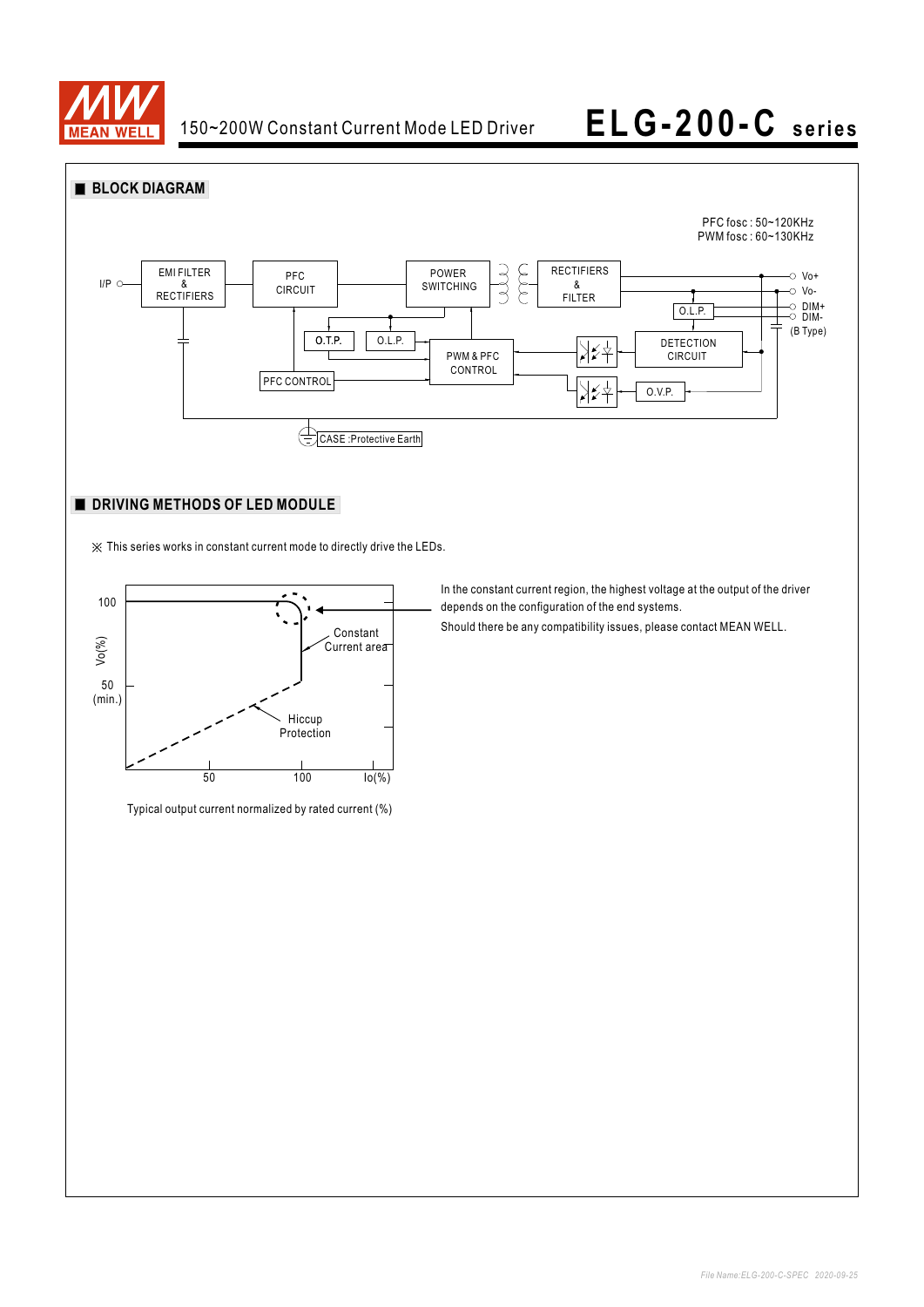# ELG-200-C series

150~200W Constant Current Mode LED Driver

## ■ BLOCK DIAGRAM

PFC fosc : 50~120KHz
PWM fosc : 60~130KHz

I/P — EMI FILTER & RECTIFIERS — PFC CIRCUIT — POWER SWITCHING — RECTIFIERS & FILTER — Vo+ / Vo-

O.T.P. O.L.P. PWM & PFC CONTROL PFC CONTROL O.L.P. DETECTION CIRCUIT O.V.P. DIM+ DIM- (B Type)

CASE :Protective Earth

## ■ DRIVING METHODS OF LED MODULE

※ This series works in constant current mode to directly drive the LEDs.

Vo(%): 100, 50 (min.)
Constant Current area
Hiccup Protection
Io(%): 50, 100

Typical output current normalized by rated current (%)

In the constant current region, the highest voltage at the output of the driver depends on the configuration of the end systems.

Should there be any compatibility issues, please contact MEAN WELL.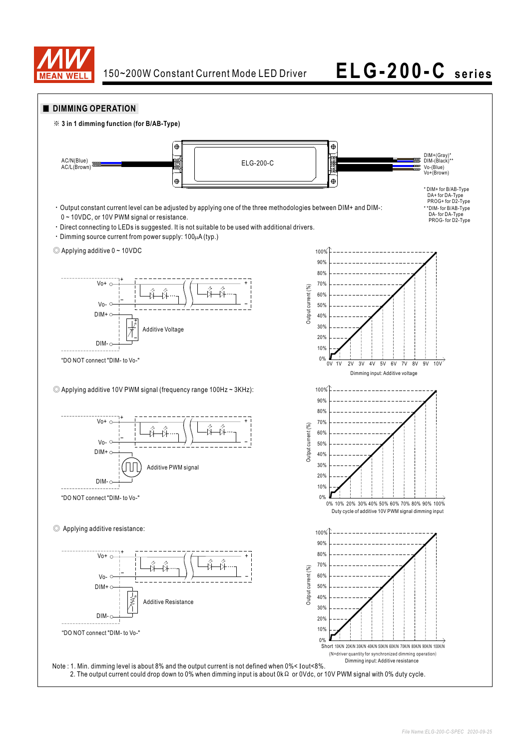## DIMMING OPERATION

※ **3 in 1 dimming function (for B/AB-Type)**

AC/N(Blue)
AC/L(Brown)

ELG-200-C

DIM+(Gray)*
DIM-(Black)**
Vo-(Blue)
Vo+(Brown)

* DIM+ for B/AB-Type
DA+ for DA-Type
PROG+ for D2-Type

**DIM- for B/AB-Type
DA- for DA-Type
PROG- for D2-Type

- Output constant current level can be adjusted by applying one of the three methodologies between DIM+ and DIM-: 0 ~ 10VDC, or 10V PWM signal or resistance.
- Direct connecting to LEDs is suggested. It is not suitable to be used with additional drivers.
- Dimming source current from power supply: 100μA (typ.)

◎ Applying additive 0 ~ 10VDC

Vo+, Vo-, DIM+, DIM-, Additive Voltage

"DO NOT connect "DIM- to Vo-"

Output current (%): 0% – 100%

Dimming input: Additive voltage (0V, 1V, 2V, 3V, 4V, 5V, 6V, 7V, 8V, 9V, 10V)

◎ Applying additive 10V PWM signal (frequency range 100Hz ~ 3KHz):

Vo+, Vo-, DIM+, DIM-, Additive PWM signal

"DO NOT connect "DIM- to Vo-"

Output current (%): 0% – 100%

Duty cycle of additive 10V PWM signal dimming input (0%, 10%, 20%, 30%, 40%, 50%, 60%, 70%, 80%, 90%, 100%)

◎ Applying additive resistance:

Vo+, Vo-, DIM+, DIM-, Additive Resistance

"DO NOT connect "DIM- to Vo-"

Output current (%): 0% – 100%

Short, 10K/N, 20K/N, 30K/N, 40K/N, 50K/N, 60K/N, 70K/N, 80K/N, 90K/N, 100K/N

(N=driver quantity for synchronized dimming operation)

Dimming input: Additive resistance

Note : 1. Min. dimming level is about 8% and the output current is not defined when 0%< Iout<8%.
2. The output current could drop down to 0% when dimming input is about 0kΩ or 0Vdc, or 10V PWM signal with 0% duty cycle.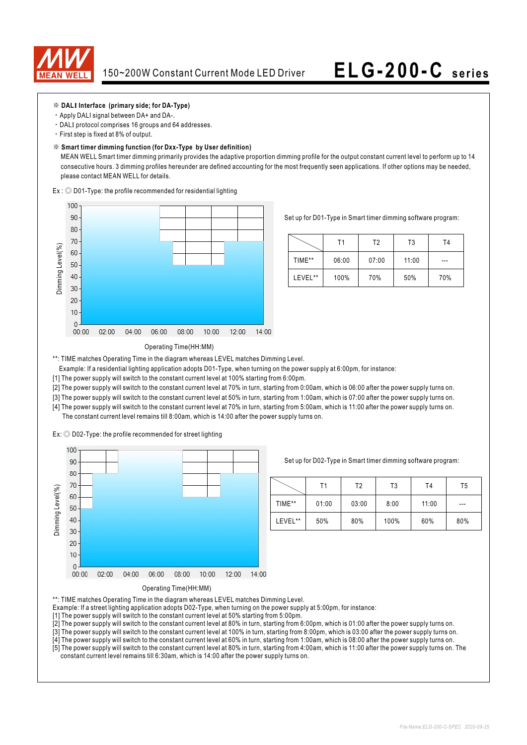※ **DALI Interface (primary side; for DA-Type)**

- Apply DALI signal between DA+ and DA-.
- DALI protocol comprises 16 groups and 64 addresses.
- First step is fixed at 8% of output.

※ **Smart timer dimming function (for Dxx-Type by User definition)**

MEAN WELL Smart timer dimming primarily provides the adaptive proportion dimming profile for the output constant current level to perform up to 14 consecutive hours. 3 dimming profiles hereunder are defined accounting for the most frequently seen applications. If other options may be needed, please contact MEAN WELL for details.

Ex : ◎ D01-Type: the profile recommended for residential lighting

Operating Time(HH:MM)

Set up for D01-Type in Smart timer dimming software program:

| | T1 | T2 | T3 | T4 |
|---|---|---|---|---|
| TIME** | 06:00 | 07:00 | 11:00 | --- |
| LEVEL** | 100% | 70% | 50% | 70% |

**: TIME matches Operating Time in the diagram whereas LEVEL matches Dimming Level.

Example: If a residential lighting application adopts D01-Type, when turning on the power supply at 6:00pm, for instance:

[1] The power supply will switch to the constant current level at 100% starting from 6:00pm.

[2] The power supply will switch to the constant current level at 70% in turn, starting from 0:00am, which is 06:00 after the power supply turns on.

[3] The power supply will switch to the constant current level at 50% in turn, starting from 1:00am, which is 07:00 after the power supply turns on.

[4] The power supply will switch to the constant current level at 70% in turn, starting from 5:00am, which is 11:00 after the power supply turns on. The constant current level remains till 8:00am, which is 14:00 after the power supply turns on.

Ex: ◎ D02-Type: the profile recommended for street lighting

Operating Time(HH:MM)

Set up for D02-Type in Smart timer dimming software program:

| | T1 | T2 | T3 | T4 | T5 |
|---|---|---|---|---|---|
| TIME** | 01:00 | 03:00 | 8:00 | 11:00 | --- |
| LEVEL** | 50% | 80% | 100% | 60% | 80% |

**: TIME matches Operating Time in the diagram whereas LEVEL matches Dimming Level.

Example: If a street lighting application adopts D02-Type, when turning on the power supply at 5:00pm, for instance:

[1] The power supply will switch to the constant current level at 50% starting from 5:00pm.

[2] The power supply will switch to the constant current level at 80% in turn, starting from 6:00pm, which is 01:00 after the power supply turns on.

[3] The power supply will switch to the constant current level at 100% in turn, starting from 8:00pm, which is 03:00 after the power supply turns on.

[4] The power supply will switch to the constant current level at 60% in turn, starting from 1:00am, which is 08:00 after the power supply turns on.

[5] The power supply will switch to the constant current level at 80% in turn, starting from 4:00am, which is 11:00 after the power supply turns on. The constant current level remains till 6:30am, which is 14:00 after the power supply turns on.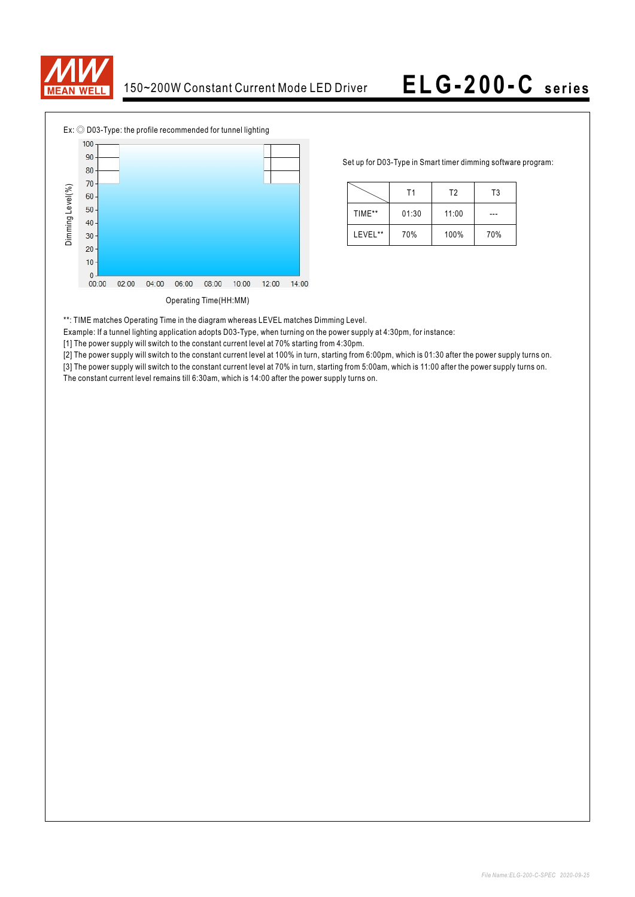Ex: ◎ D03-Type: the profile recommended for tunnel lighting

Set up for D03-Type in Smart timer dimming software program:

| | T1 | T2 | T3 |
|---|---|---|---|
| TIME** | 01:30 | 11:00 | --- |
| LEVEL** | 70% | 100% | 70% |

**: TIME matches Operating Time in the diagram whereas LEVEL matches Dimming Level.

Example: If a tunnel lighting application adopts D03-Type, when turning on the power supply at 4:30pm, for instance:

[1] The power supply will switch to the constant current level at 70% starting from 4:30pm.

[2] The power supply will switch to the constant current level at 100% in turn, starting from 6:00pm, which is 01:30 after the power supply turns on.

[3] The power supply will switch to the constant current level at 70% in turn, starting from 5:00am, which is 11:00 after the power supply turns on.

The constant current level remains till 6:30am, which is 14:00 after the power supply turns on.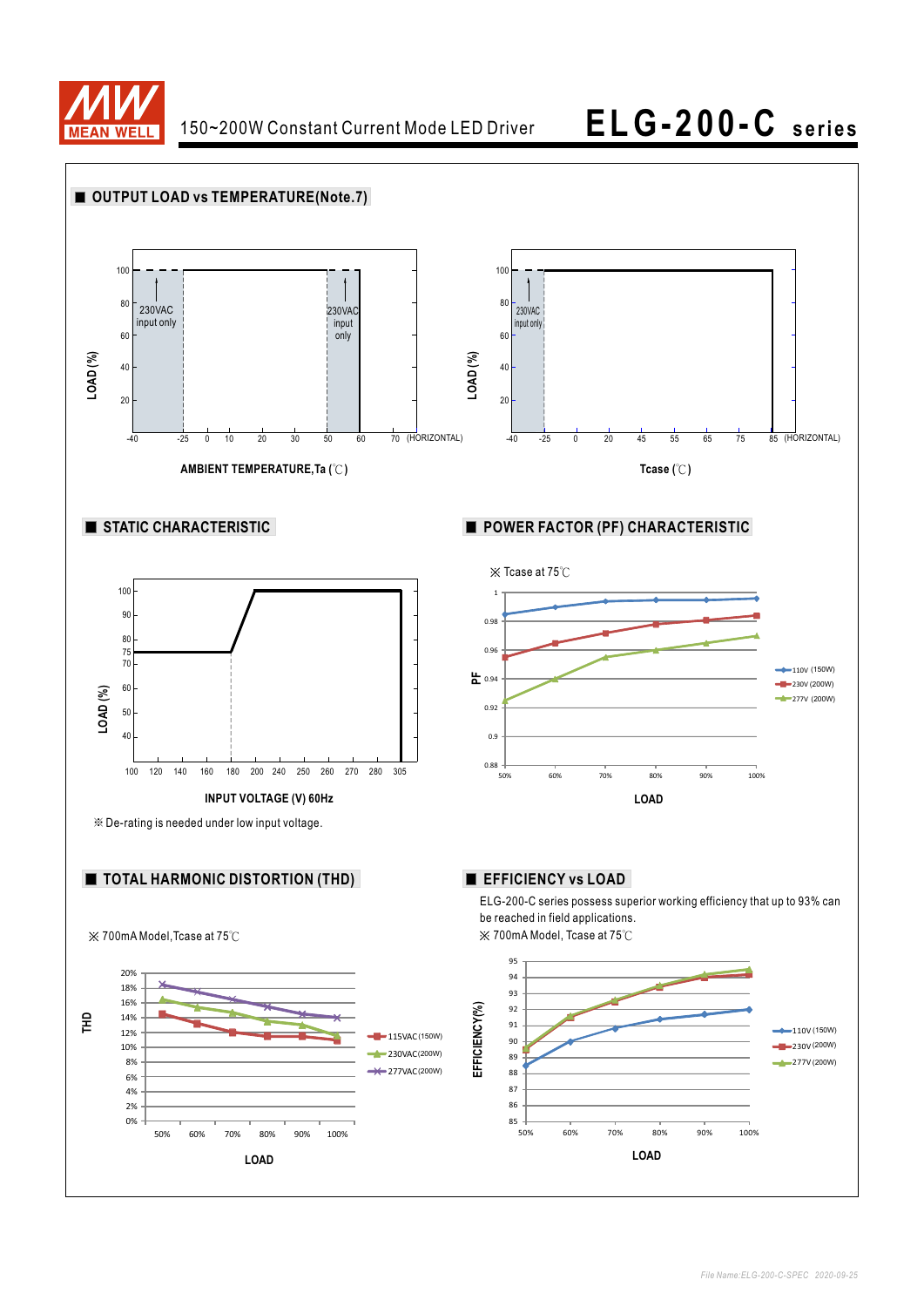■ OUTPUT LOAD vs TEMPERATURE(Note.7)

LOAD (%)

100, 80, 60, 40, 20

230VAC input only

230VAC input only

-40 -25 0 10 20 30 50 60 70 (HORIZONTAL)

AMBIENT TEMPERATURE,Ta (℃)

LOAD (%)

100, 80, 60, 40, 20

230VAC input only

-40 -25 0 20 45 55 65 75 85 (HORIZONTAL)

Tcase (℃)

■ STATIC CHARACTERISTIC

LOAD (%)

100, 90, 80, 75, 70, 60, 50, 40

100 120 140 160 180 200 240 250 260 270 280 305

INPUT VOLTAGE (V) 60Hz

※ De-rating is needed under low input voltage.

■ POWER FACTOR (PF) CHARACTERISTIC

※ Tcase at 75℃

PF

1, 0.98, 0.96, 0.94, 0.92, 0.9, 0.88

50% 60% 70% 80% 90% 100%

LOAD

110V (150W)
230V (200W)
277V (200W)

■ TOTAL HARMONIC DISTORTION (THD)

※ 700mA Model,Tcase at 75℃

THD

20%, 18%, 16%, 14%, 12%, 10%, 8%, 6%, 4%, 2%, 0%

50% 60% 70% 80% 90% 100%

LOAD

115VAC(150W)
230VAC(200W)
277VAC(200W)

■ EFFICIENCY vs LOAD

ELG-200-C series possess superior working efficiency that up to 93% can be reached in field applications.

※ 700mA Model, Tcase at 75℃

EFFICIENCY(%)

95, 94, 93, 92, 91, 90, 89, 88, 87, 86, 85

50% 60% 70% 80% 90% 100%

LOAD

110V (150W)
230V (200W)
277V (200W)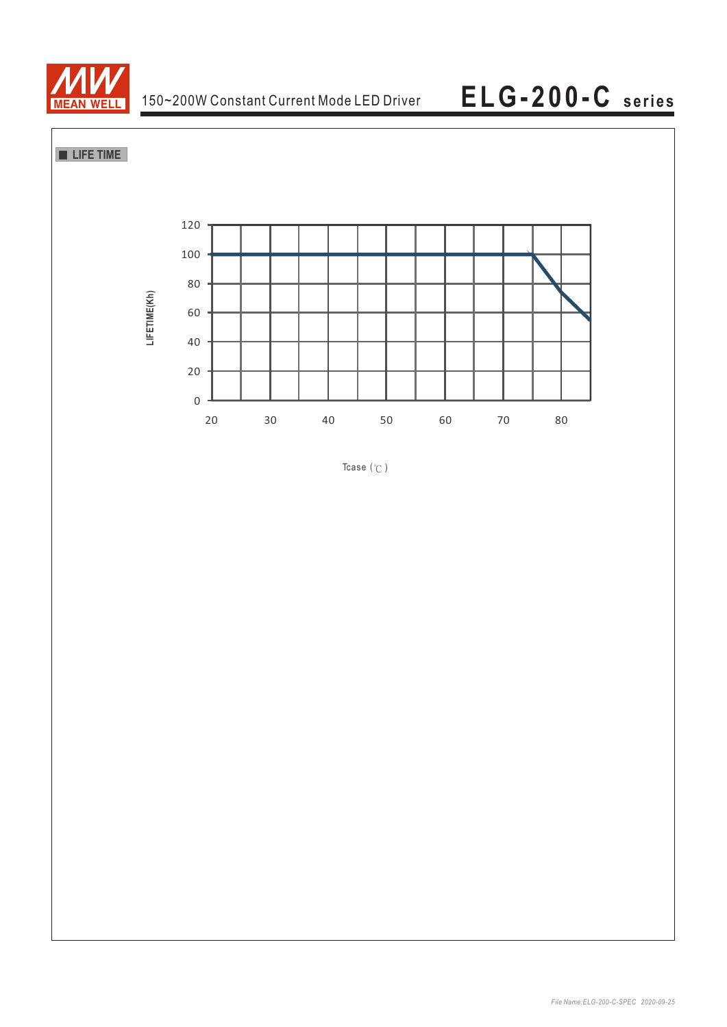■ LIFE TIME

LIFETIME(Kh)

120
100
80
60
40
20
0

20 30 40 50 60 70 80

Tcase (℃)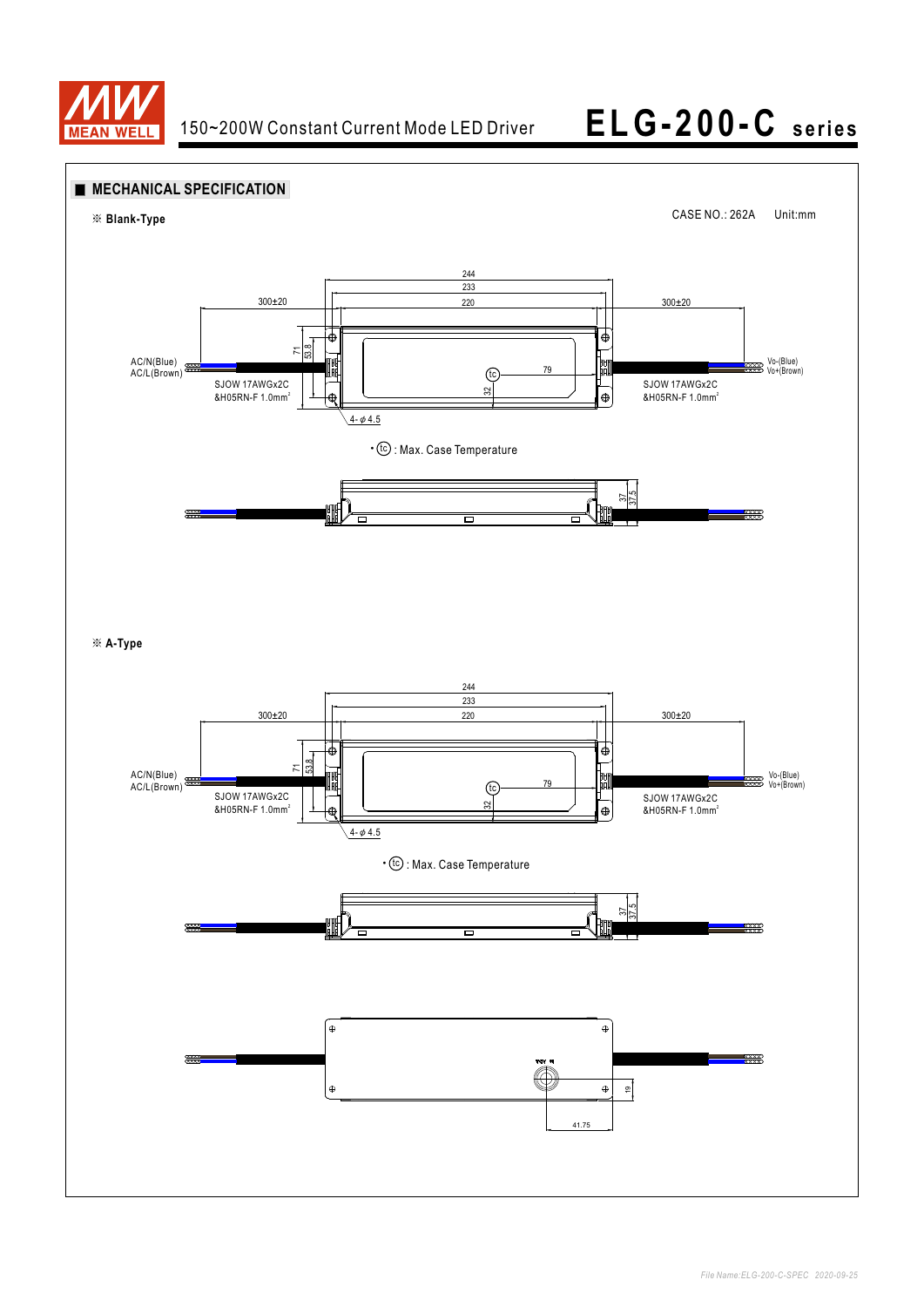## ■ MECHANICAL SPECIFICATION

※ **Blank-Type**

CASE NO.: 262A Unit:mm

244
233
220
300±20
300±20
71
53.8
AC/N(Blue)
AC/L(Brown)
SJOW 17AWGx2C
&H05RN-F 1.0mm²
tc
79
32
Vo-(Blue)
Vo+(Brown)
SJOW 17AWGx2C
&H05RN-F 1.0mm²
4-φ4.5

• tc : Max. Case Temperature

37
37.5

※ **A-Type**

244
233
220
300±20
300±20
71
53.8
AC/N(Blue)
AC/L(Brown)
SJOW 17AWGx2C
&H05RN-F 1.0mm²
tc
79
32
Vo-(Blue)
Vo+(Brown)
SJOW 17AWGx2C
&H05RN-F 1.0mm²
4-φ4.5

• tc : Max. Case Temperature

37
37.5

19
41.75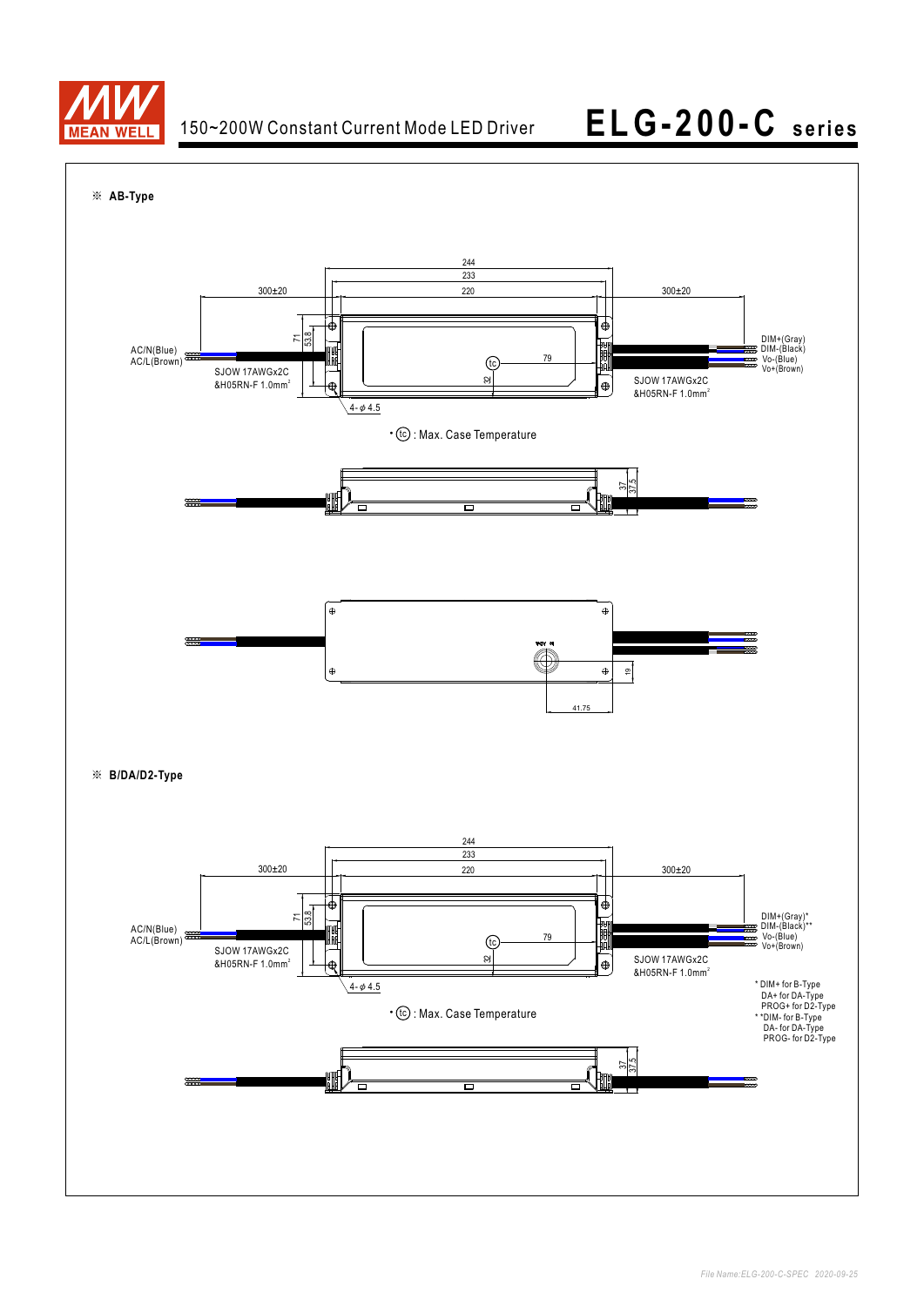※ **AB-Type**

244

233

300±20 220 300±20

71 53.8

AC/N(Blue)
AC/L(Brown)

SJOW 17AWGx2C
&H05RN-F 1.0mm²

tc 79

32

DIM+(Gray)
DIM-(Black)
Vo-(Blue)
Vo+(Brown)

SJOW 17AWGx2C
&H05RN-F 1.0mm²

4- φ 4.5

• tc : Max. Case Temperature

37 37.5

19

41.75

※ **B/DA/D2-Type**

244

233

300±20 220 300±20

71 53.8

AC/N(Blue)
AC/L(Brown)

SJOW 17AWGx2C
&H05RN-F 1.0mm²

tc 79

32

DIM+(Gray)*
DIM-(Black)**
Vo-(Blue)
Vo+(Brown)

SJOW 17AWGx2C
&H05RN-F 1.0mm²

4- φ 4.5

• tc : Max. Case Temperature

* DIM+ for B-Type
DA+ for DA-Type
PROG+ for D2-Type

**DIM- for B-Type
DA- for DA-Type
PROG- for D2-Type

37 37.5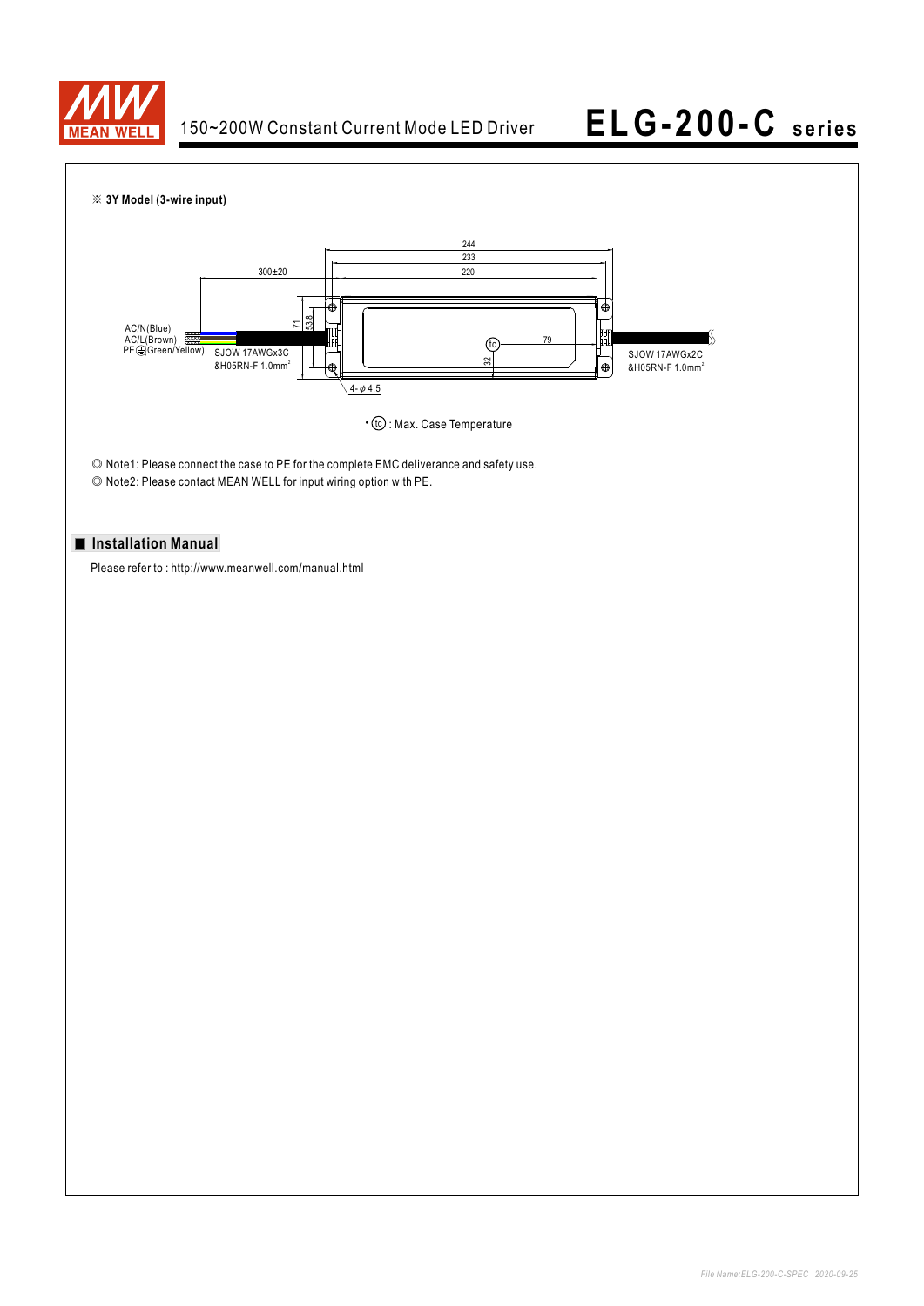※ **3Y Model (3-wire input)**

244

233

220

300±20

71

53.8

79

32

AC/N(Blue)

AC/L(Brown)

PE⏚(Green/Yellow)

SJOW 17AWGx3C

&H05RN-F 1.0mm²

SJOW 17AWGx2C

&H05RN-F 1.0mm²

4-φ4.5

tc

• ⓣⓒ : Max. Case Temperature

◎ Note1: Please connect the case to PE for the complete EMC deliverance and safety use.

◎ Note2: Please contact MEAN WELL for input wiring option with PE.

## ■ Installation Manual

Please refer to : http://www.meanwell.com/manual.html